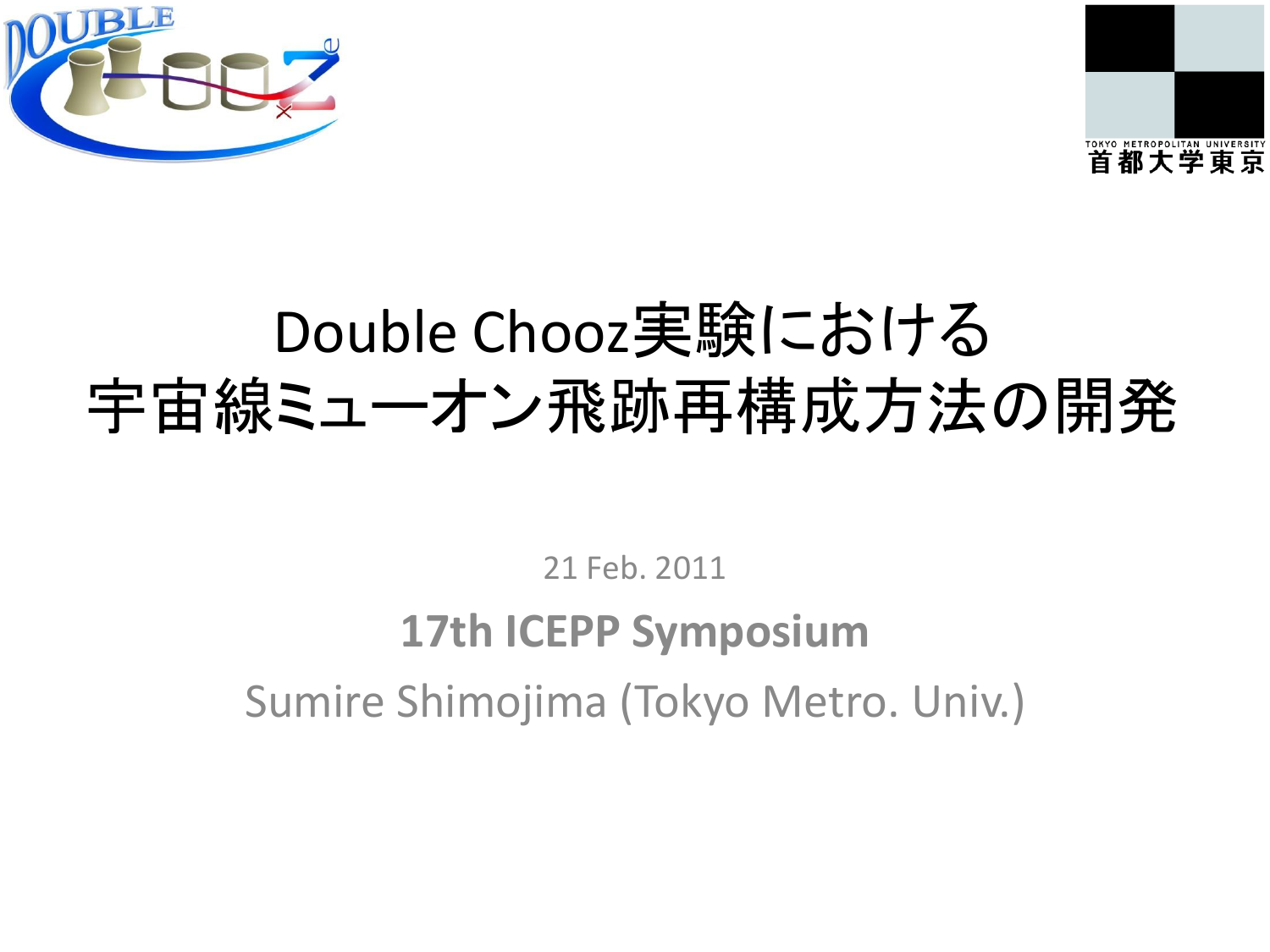# Double Chooz実験における宇宙線ミューオン飛跡再構成方法の開発

21 Feb. 2011

**17th ICEPP Symposium**

Sumire Shimojima (Tokyo Metro. Univ.)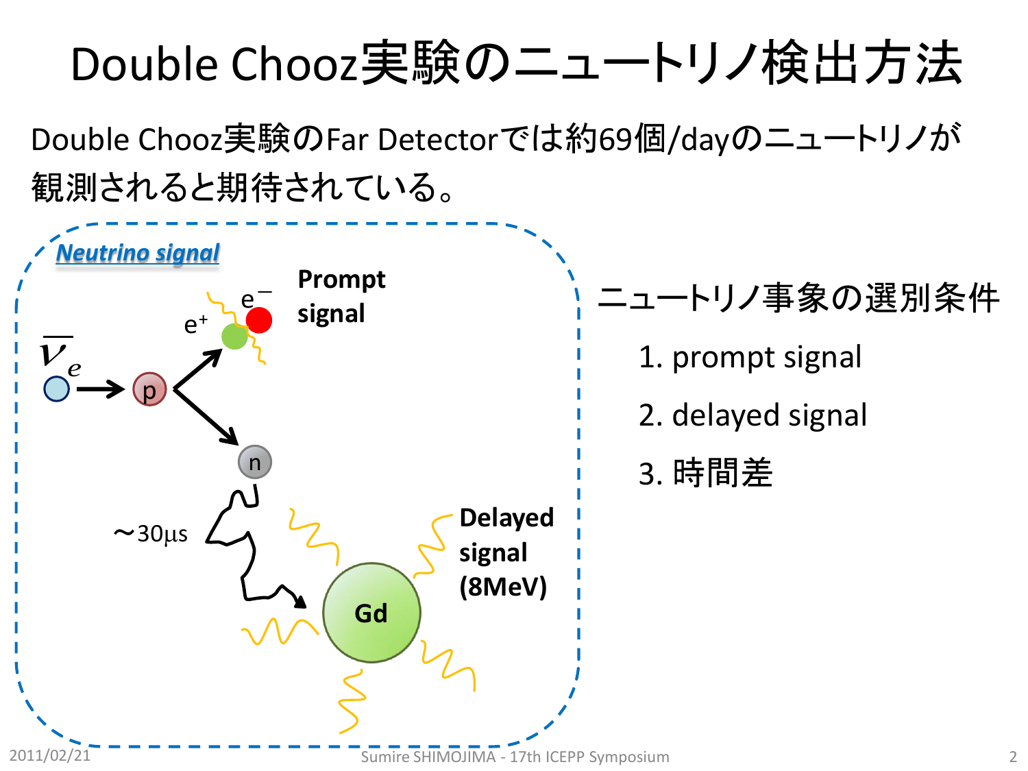# Double Chooz実験のニュートリノ検出方法

Double Chooz実験のFar Detectorでは約69個/dayのニュートリノが観測されると期待されている。

**Neutrino signal**

$\overline{\nu}_e$ p e$^+$ e$^-$ **Prompt signal**

n ～30μs Gd **Delayed signal (8MeV)**

ニュートリノ事象の選別条件

1. prompt signal
2. delayed signal
3. 時間差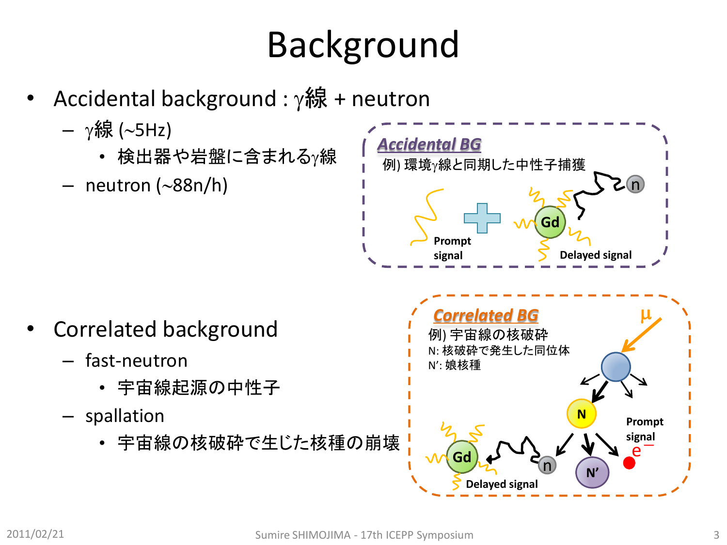# Background

- Accidental background : $\gamma$線 + neutron
  - $\gamma$線 (~5Hz)
    - 検出器や岩盤に含まれる$\gamma$線
  - neutron (~88n/h)

***Accidental BG***

例) 環境$\gamma$線と同期した中性子捕獲

Prompt signal

Delayed signal

- Correlated background
  - fast-neutron
    - 宇宙線起源の中性子
  - spallation
    - 宇宙線の核破砕で生じた核種の崩壊

***Correlated BG***

例) 宇宙線の核破砕

N: 核破砕で発生した同位体

N': 娘核種

Prompt signal

Delayed signal

2011/02/21 Sumire SHIMOJIMA - 17th ICEPP Symposium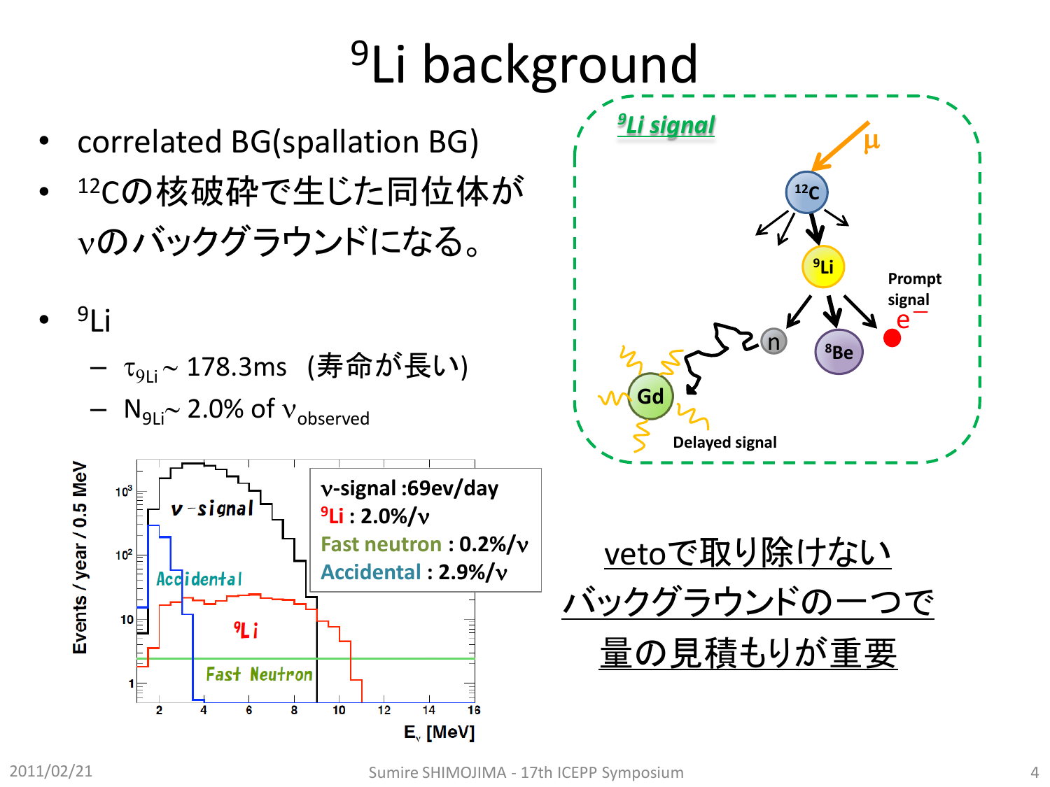# $^9$Li background

- correlated BG(spallation BG)
- $^{12}$Cの核破砕で生じた同位体がνのバックグラウンドになる。

- $^9$Li
  - $\tau_{9Li} \sim 178.3$ms　(寿命が長い)
  - $N_{9Li} \sim 2.0\%$ of $\nu_{observed}$

ν-signal :69ev/day
$^9$Li : 2.0%/ν
Fast neutron : 0.2%/ν
Accidental : 2.9%/ν

vetoで取り除けないバックグラウンドの一つで量の見積もりが重要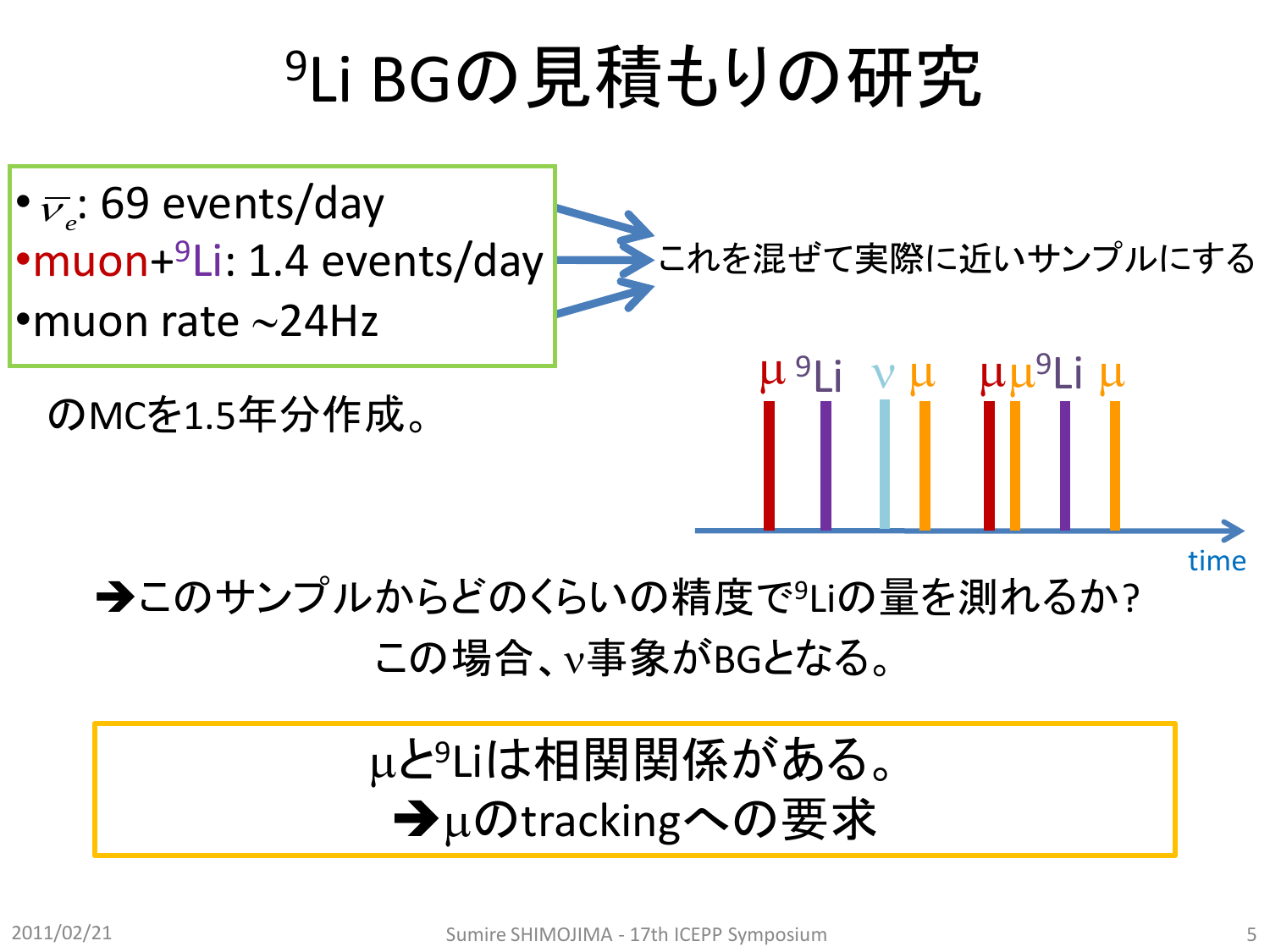# $^{9}$Li BGの見積もりの研究

- $\overline{\nu_e}$: 69 events/day
- muon+$^{9}$Li: 1.4 events/day
- muon rate ~24Hz

のMCを1.5年分作成。

これを混ぜて実際に近いサンプルにする

μ $^{9}$Li ν μ μμ$^{9}$Li μ

time

➔このサンプルからどのくらいの精度で$^{9}$Liの量を測れるか?

この場合、ν事象がBGとなる。

μと$^{9}$Liは相関関係がある。

➔μのtrackingへの要求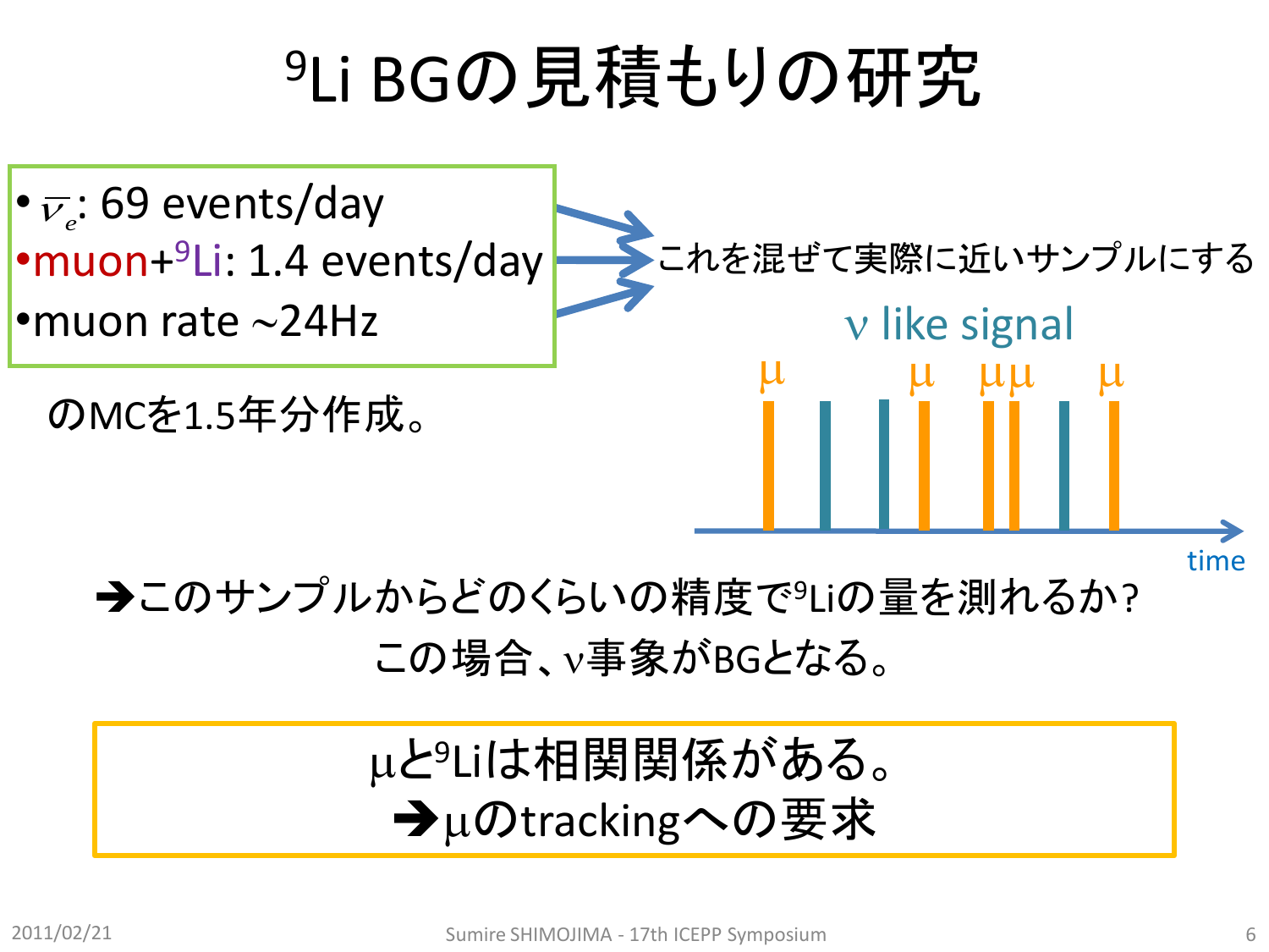# $^{9}$Li BGの見積もりの研究

- $\overline{\nu}_e$: 69 events/day
- muon+$^{9}$Li: 1.4 events/day
- muon rate ~24Hz

のMCを1.5年分作成。

これを混ぜて実際に近いサンプルにする

ν like signal

μ μ μμ μ

time

➔このサンプルからどのくらいの精度で$^{9}$Liの量を測れるか?

この場合、ν事象がBGとなる。

μと$^{9}$Liは相関関係がある。

➔μのtrackingへの要求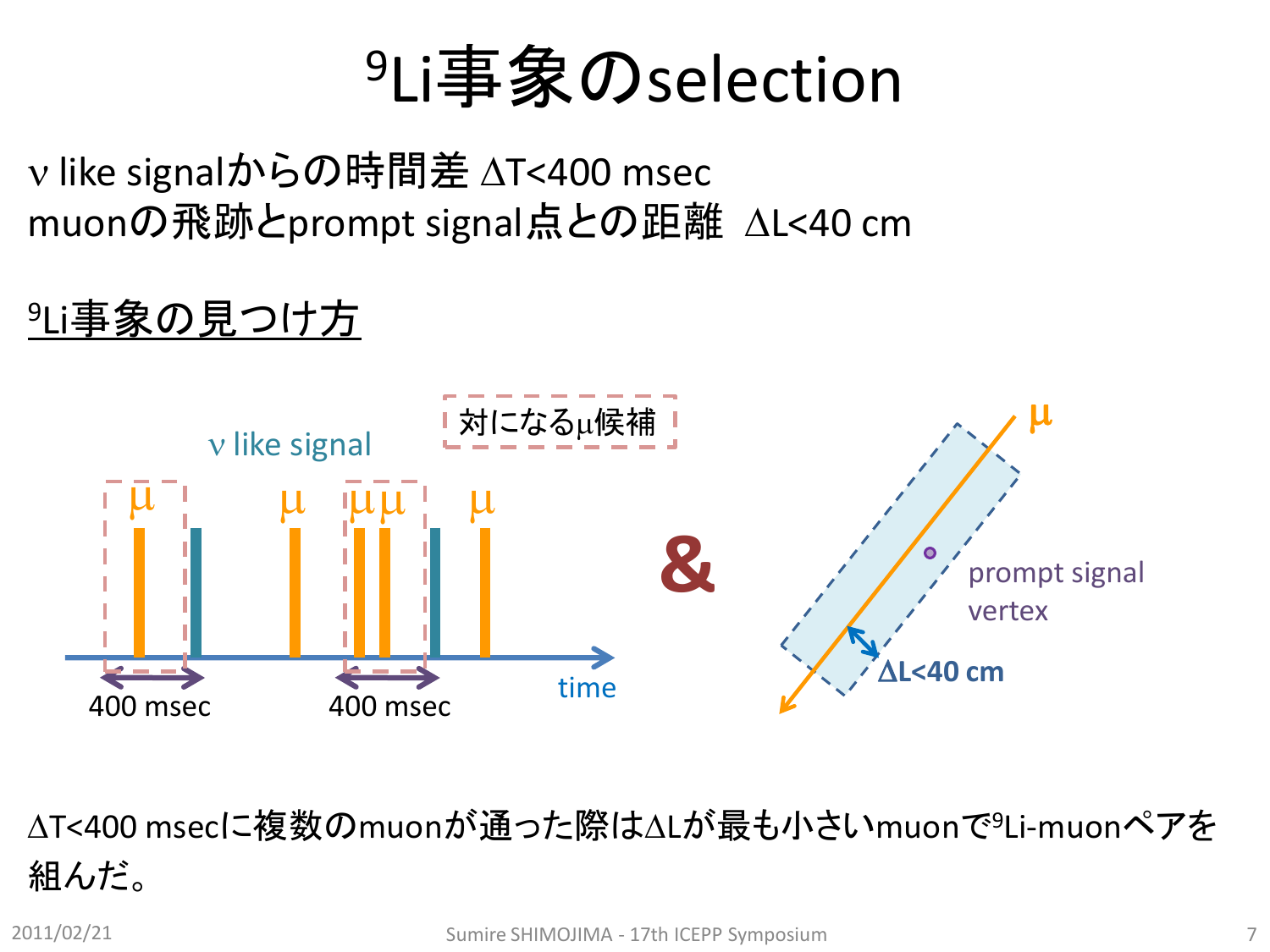# $^{9}$Li事象のselection

$\nu$ like signalからの時間差 $\Delta T<400$ msec
muonの飛跡とprompt signal点との距離 $\Delta L<40$ cm

## $^{9}$Li事象の見つけ方

対になる$\mu$候補

$\nu$ like signal

$\mu$ $\mu$ $\mu\mu$ $\mu$

400 msec　400 msec　time

&

$\mu$

prompt signal vertex

**$\Delta L<40$ cm**

$\Delta T<400$ msecに複数のmuonが通った際は$\Delta L$が最も小さいmuonで$^{9}$Li-muonペアを組んだ。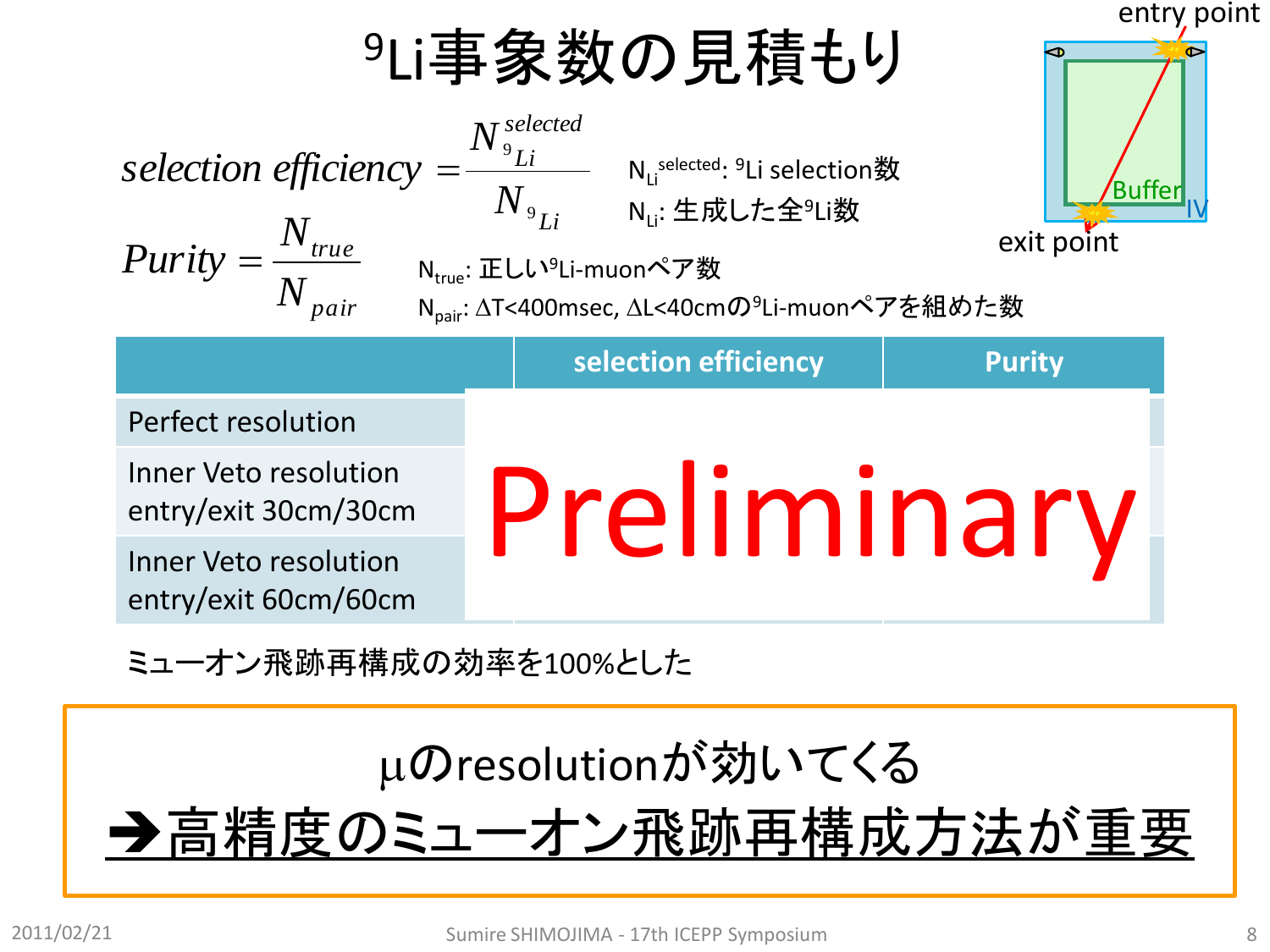# $^9$Li事象数の見積もり

$$selection\ efficiency = \frac{N^{selected}_{^9Li}}{N_{^9Li}}$$

$N_{Li}^{selected}$: $^9$Li selection数

$N_{Li}$: 生成した全$^9$Li数

$$Purity = \frac{N_{true}}{N_{pair}}$$

$N_{true}$: 正しい$^9$Li-muonペア数

$N_{pair}$: ΔT<400msec, ΔL<40cmの$^9$Li-muonペアを組めた数

entry point

Buffer

IV

exit point

| | selection efficiency | Purity |
|---|---|---|
| Perfect resolution | Preliminary | |
| Inner Veto resolution entry/exit 30cm/30cm | | |
| Inner Veto resolution entry/exit 60cm/60cm | | |

ミューオン飛跡再構成の効率を100%とした

μのresolutionが効いてくる

**→<u>高精度のミューオン飛跡再構成方法が重要</u>**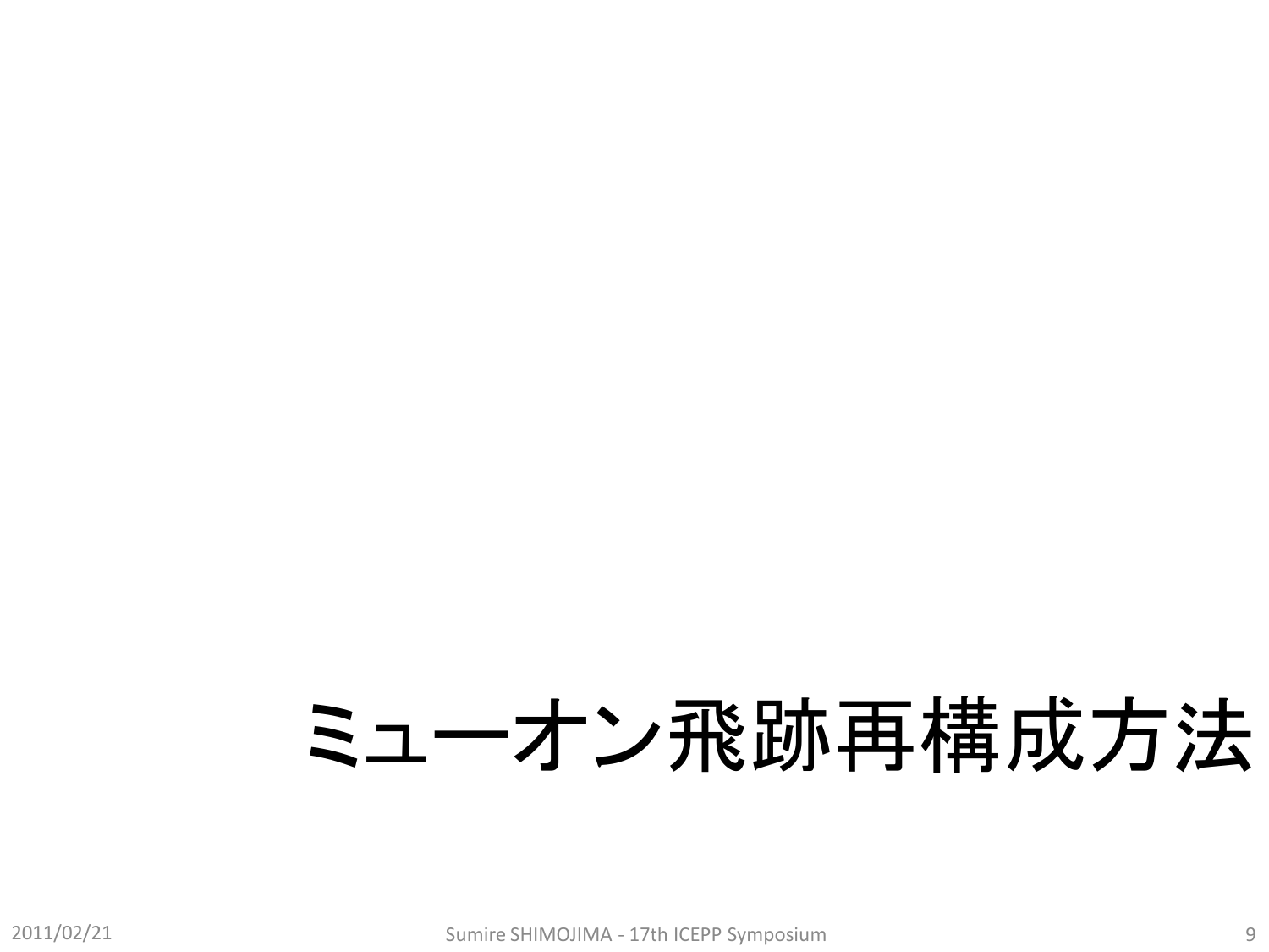# ミューオン飛跡再構成方法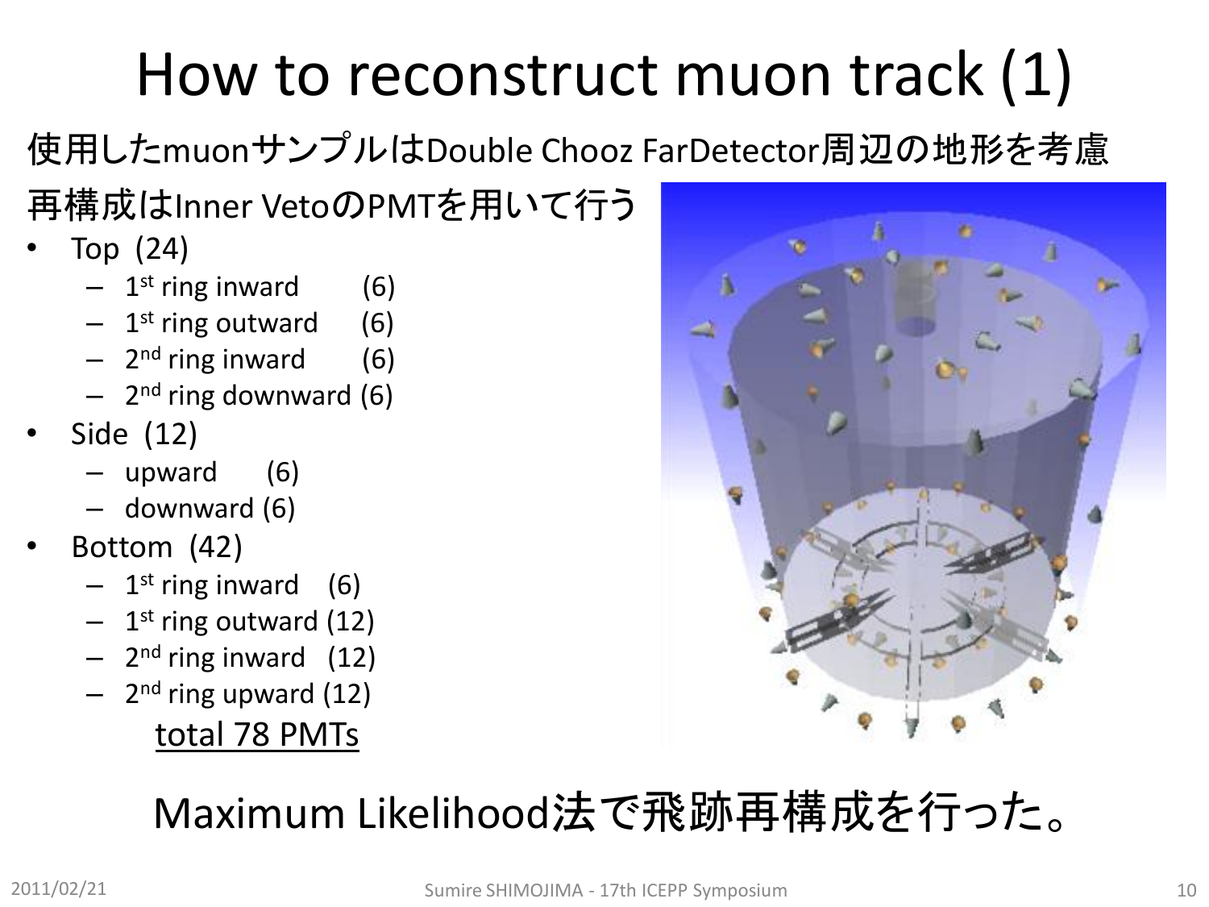# How to reconstruct muon track (1)

使用したmuonサンプルはDouble Chooz FarDetector周辺の地形を考慮

再構成はInner VetoのPMTを用いて行う

- Top (24)
  - 1st ring inward (6)
  - 1st ring outward (6)
  - 2nd ring inward (6)
  - 2nd ring downward (6)
- Side (12)
  - upward (6)
  - downward (6)
- Bottom (42)
  - 1st ring inward (6)
  - 1st ring outward (12)
  - 2nd ring inward (12)
  - 2nd ring upward (12)

<u>total 78 PMTs</u>

Maximum Likelihood法で飛跡再構成を行った。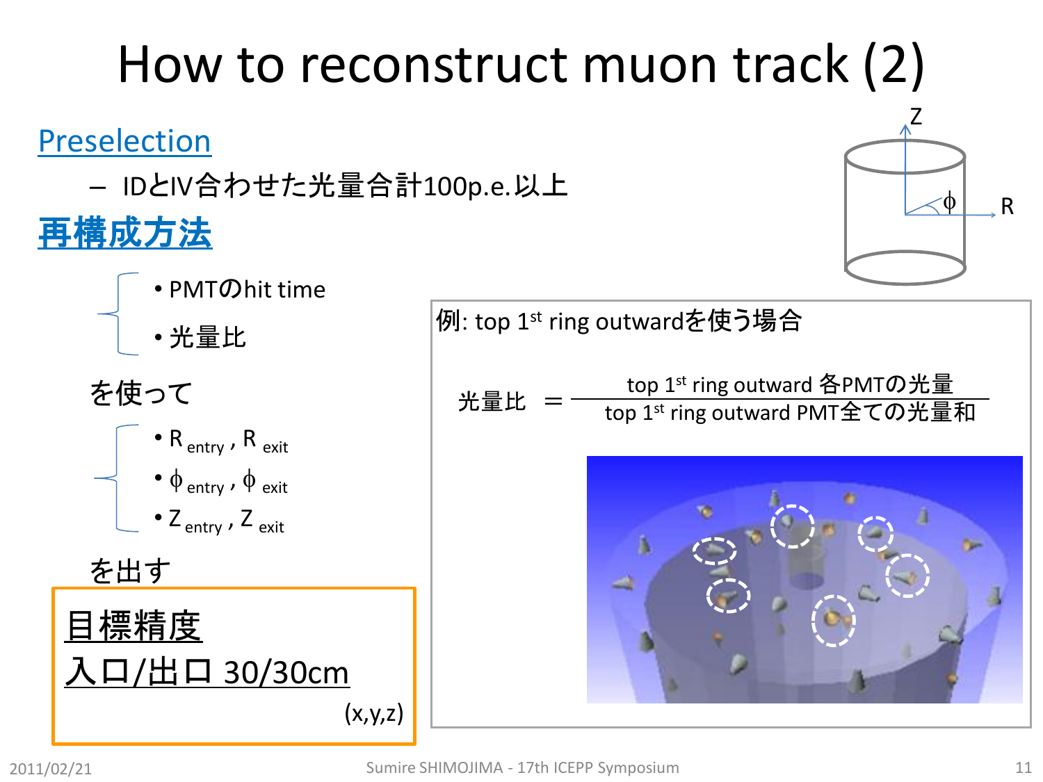# How to reconstruct muon track (2)

## Preselection

– IDとIV合わせた光量合計100p.e.以上

## 再構成方法

- PMTのhit time
- 光量比

を使って

- $R_{entry}$ , $R_{exit}$
- $\phi_{entry}$ , $\phi_{exit}$
- $Z_{entry}$ , $Z_{exit}$

を出す

**目標精度**

**入口/出口 30/30cm**

(x,y,z)

例: top 1st ring outwardを使う場合

$$\text{光量比} = \frac{\text{top 1st ring outward 各PMTの光量}}{\text{top 1st ring outward PMT全ての光量和}}$$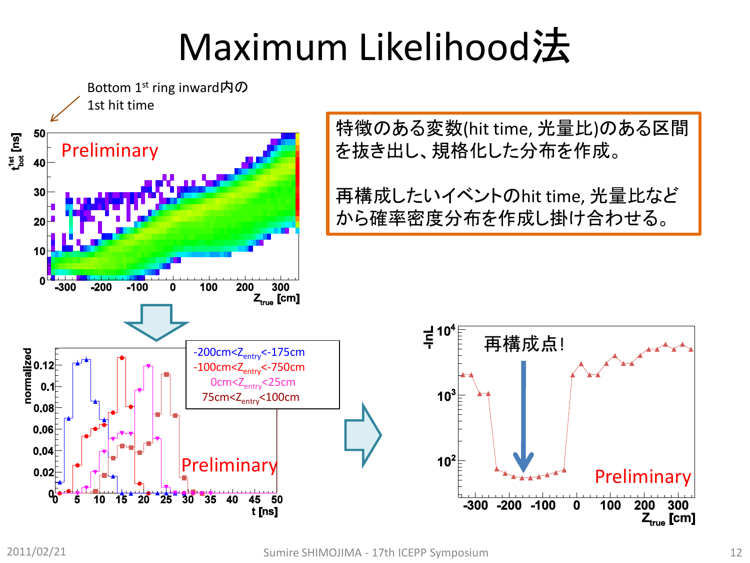# Maximum Likelihood法

Bottom 1st ring inward内の 1st hit time

特徴のある変数(hit time, 光量比)のある区間を抜き出し、規格化した分布を作成。

再構成したいイベントのhit time, 光量比などから確率密度分布を作成し掛け合わせる。

Preliminary

$t^{1st}_{bot}$ [ns]

$Z_{true}$ [cm]

-200cm<$Z_{entry}$<-175cm

-100cm<$Z_{entry}$<-750cm

0cm<$Z_{entry}$<25cm

75cm<$Z_{entry}$<100cm

normalized

t [ns]

-lnL

再構成点!

$Z_{true}$ [cm]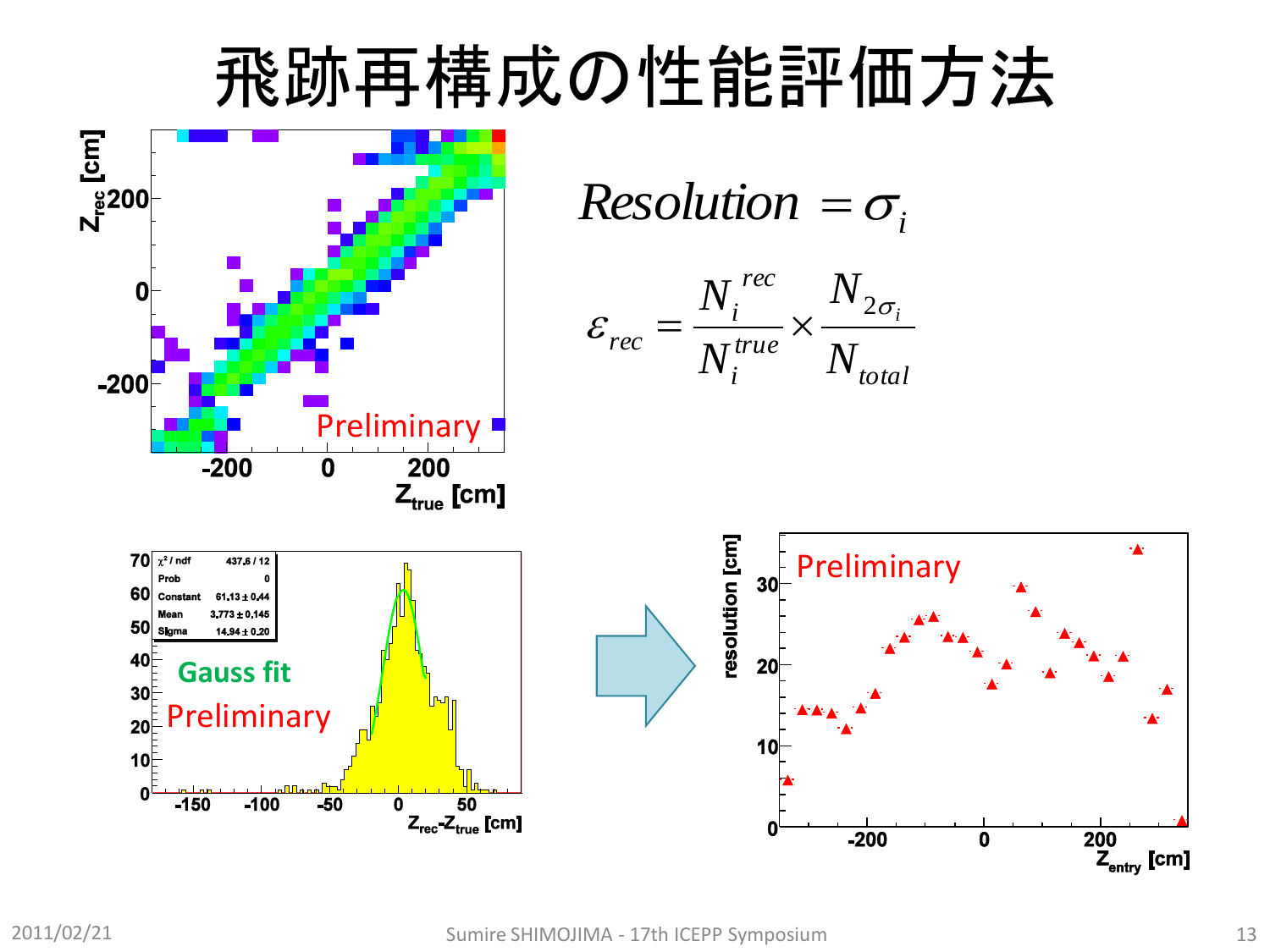# 飛跡再構成の性能評価方法

$$Resolution = \sigma_i$$

$$\varepsilon_{rec} = \frac{N_i^{rec}}{N_i^{true}} \times \frac{N_{2\sigma_i}}{N_{total}}$$

Preliminary

$Z_{rec}$ [cm]

$Z_{true}$ [cm]

| $\chi^2$ / ndf | 437.6 / 12 |
|---|---|
| Prob | 0 |
| Constant | 61.13 ± 0.44 |
| Mean | 3.773 ± 0.145 |
| Sigma | 14.94 ± 0.20 |

Gauss fit

Preliminary

$Z_{rec}$-$Z_{true}$ [cm]

Preliminary

resolution [cm]

$Z_{entry}$ [cm]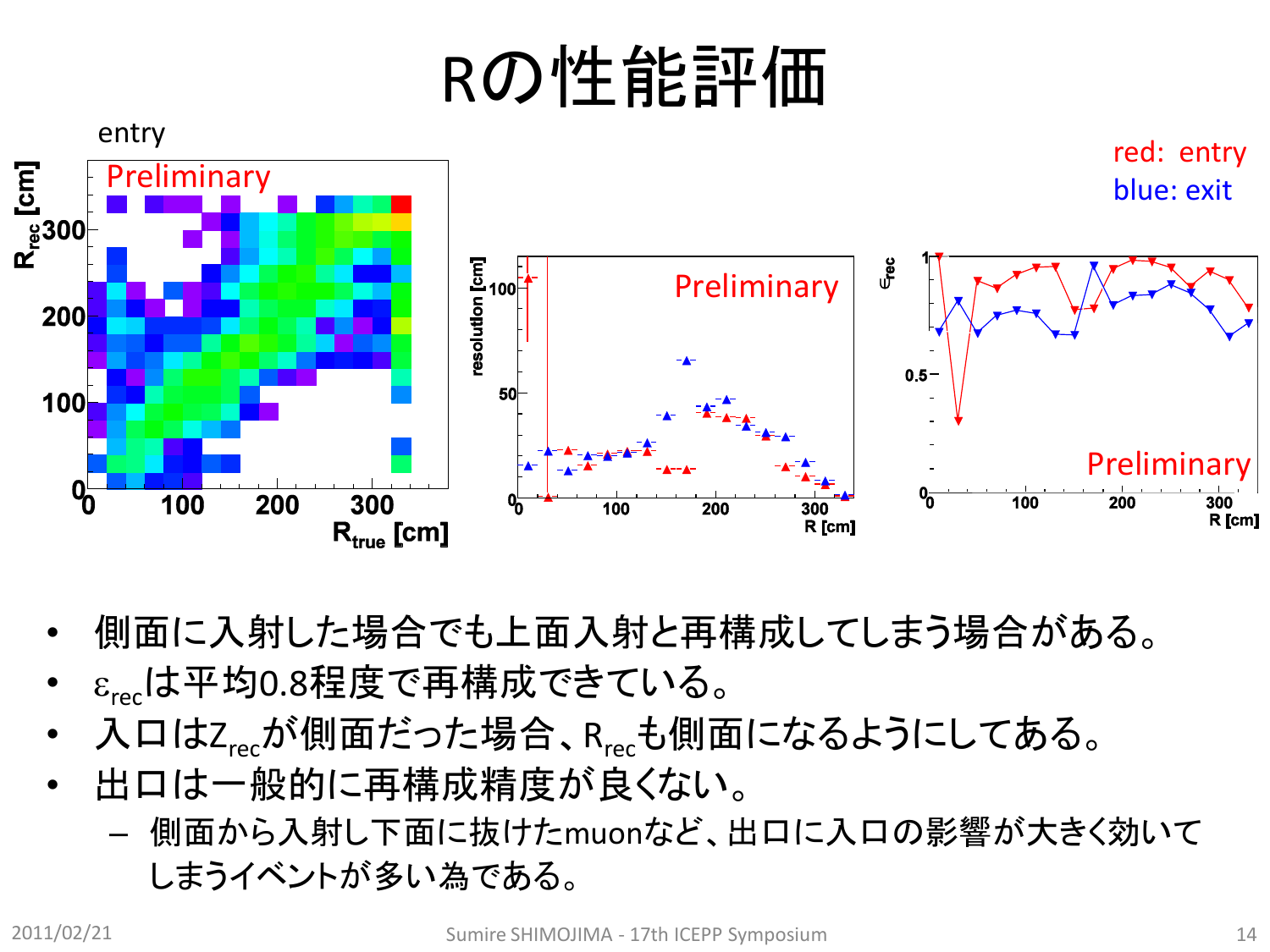# Rの性能評価

- 側面に入射した場合でも上面入射と再構成してしまう場合がある。
- $\varepsilon_{rec}$は平均0.8程度で再構成できている。
- 入口は$Z_{rec}$が側面だった場合、$R_{rec}$も側面になるようにしてある。
- 出口は一般的に再構成精度が良くない。
  - 側面から入射し下面に抜けたmuonなど、出口に入口の影響が大きく効いてしまうイベントが多い為である。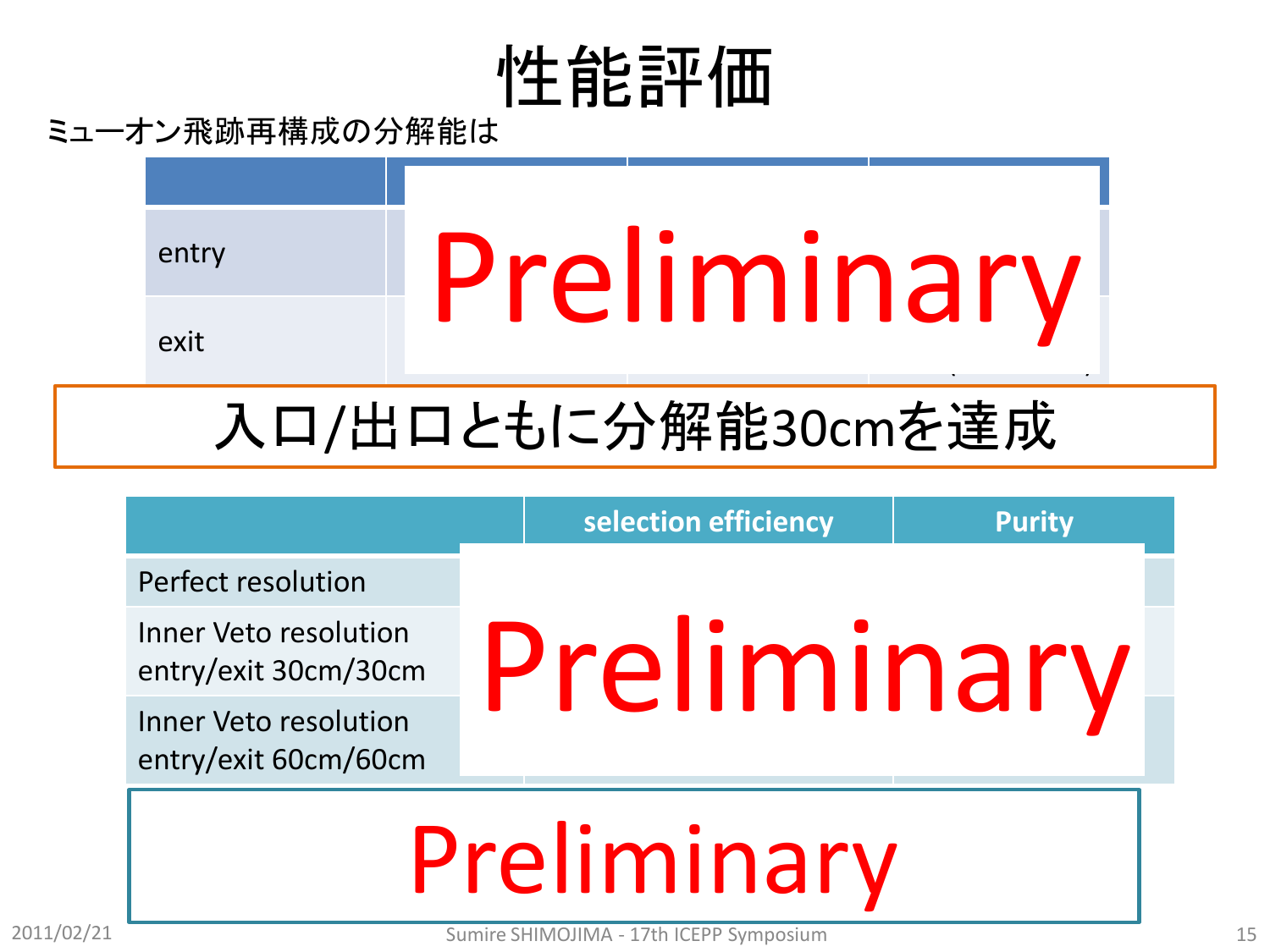# 性能評価

ミューオン飛跡再構成の分解能は

| | | | |
|---|---|---|---|
| entry | Preliminary | | |
| exit | | | |

入口/出口ともに分解能30cmを達成

| | selection efficiency | Purity |
|---|---|---|
| Perfect resolution | Preliminary | |
| Inner Veto resolution entry/exit 30cm/30cm | | |
| Inner Veto resolution entry/exit 60cm/60cm | | |

Preliminary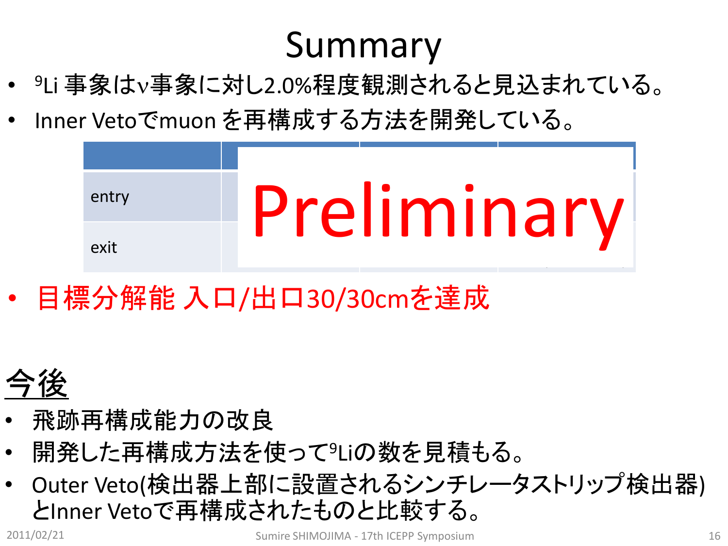# Summary

- $^{9}Li$ 事象はν事象に対し2.0%程度観測されると見込まれている。
- Inner Vetoでmuon を再構成する方法を開発している。

| | | | |
|---|---|---|---|
| entry | | | |
| exit | | | |

Preliminary

- 目標分解能 入口/出口30/30cmを達成

## 今後

- 飛跡再構成能力の改良
- 開発した再構成方法を使って$^{9}Li$の数を見積もる。
- Outer Veto(検出器上部に設置されるシンチレータストリップ検出器)とInner Vetoで再構成されたものと比較する。